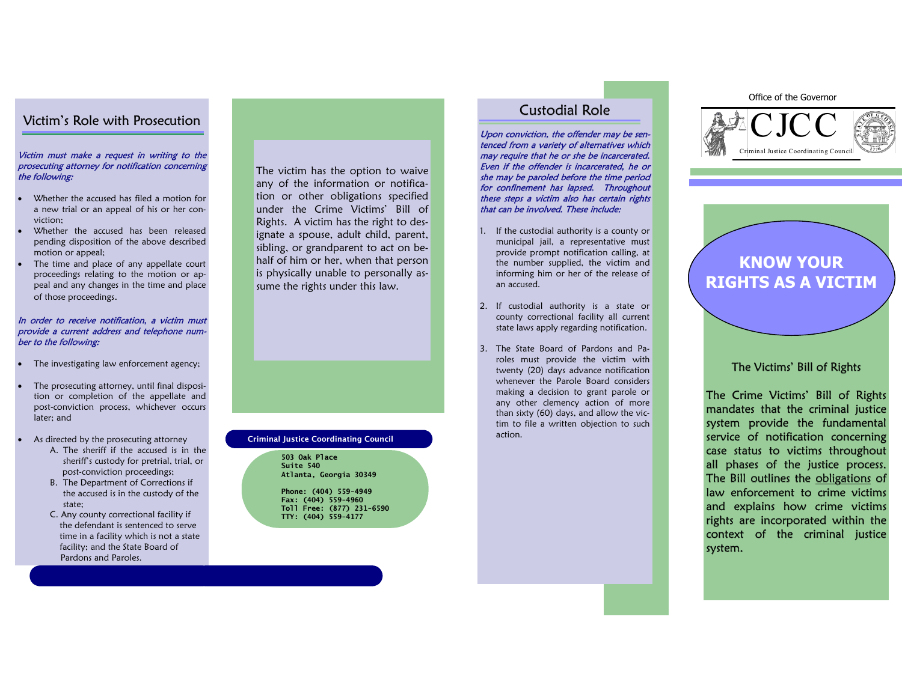## Victim's Role with Prosecution

*Victim must make a request in writing to the prosecuting attorney for notification concerning the following:*

- Whether the accused has filed a motion for a new trial or an appeal of his or her conviction;
- Whether the accused has been released pending disposition of the above described motion or appeal;
- The time and place of any appellate court proceedings relating to the motion or appeal and any changes in the time and place of those proceedings.

*In order to receive notification, a victim must provide a current address and telephone number to the following:*

- The investigating law enforcement agency;
- The prosecuting attorney, until final disposition or completion of the appellate and post-conviction process, whichever occurs later; and
- As directed by the prosecuting attorney
  - A. The sheriff if the accused is in the sheriff's custody for pretrial, trial, or post-conviction proceedings;
  - B. The Department of Corrections if the accused is in the custody of the state;
  - C. Any county correctional facility if the defendant is sentenced to serve time in a facility which is not a state facility; and the State Board of Pardons and Paroles.

The victim has the option to waive any of the information or notification or other obligations specified under the Crime Victims' Bill of Rights. A victim has the right to designate a spouse, adult child, parent, sibling, or grandparent to act on behalf of him or her, when that person is physically unable to personally assume the rights under this law.

**Criminal Justice Coordinating Council**

503 Oak Place
Suite 540
Atlanta, Georgia 30349

Phone: (404) 559-4949
Fax: (404) 559-4960
Toll Free: (877) 231-6590
TTY: (404) 559-4177

## Custodial Role

*Upon conviction, the offender may be sentenced from a variety of alternatives which may require that he or she be incarcerated. Even if the offender is incarcerated, he or she may be paroled before the time period for confinement has lapsed. Throughout these steps a victim also has certain rights that can be involved. These include:*

1. If the custodial authority is a county or municipal jail, a representative must provide prompt notification calling, at the number supplied, the victim and informing him or her of the release of an accused.
2. If custodial authority is a state or county correctional facility all current state laws apply regarding notification.
3. The State Board of Pardons and Paroles must provide the victim with twenty (20) days advance notification whenever the Parole Board considers making a decision to grant parole or any other clemency action of more than sixty (60) days, and allow the victim to file a written objection to such action.

Office of the Governor

CJCC

Criminal Justice Coordinating Council

# KNOW YOUR RIGHTS AS A VICTIM

### The Victims' Bill of Rights

The Crime Victims' Bill of Rights mandates that the criminal justice system provide the fundamental service of notification concerning case status to victims throughout all phases of the justice process. The Bill outlines the obligations of law enforcement to crime victims and explains how crime victims rights are incorporated within the context of the criminal justice system.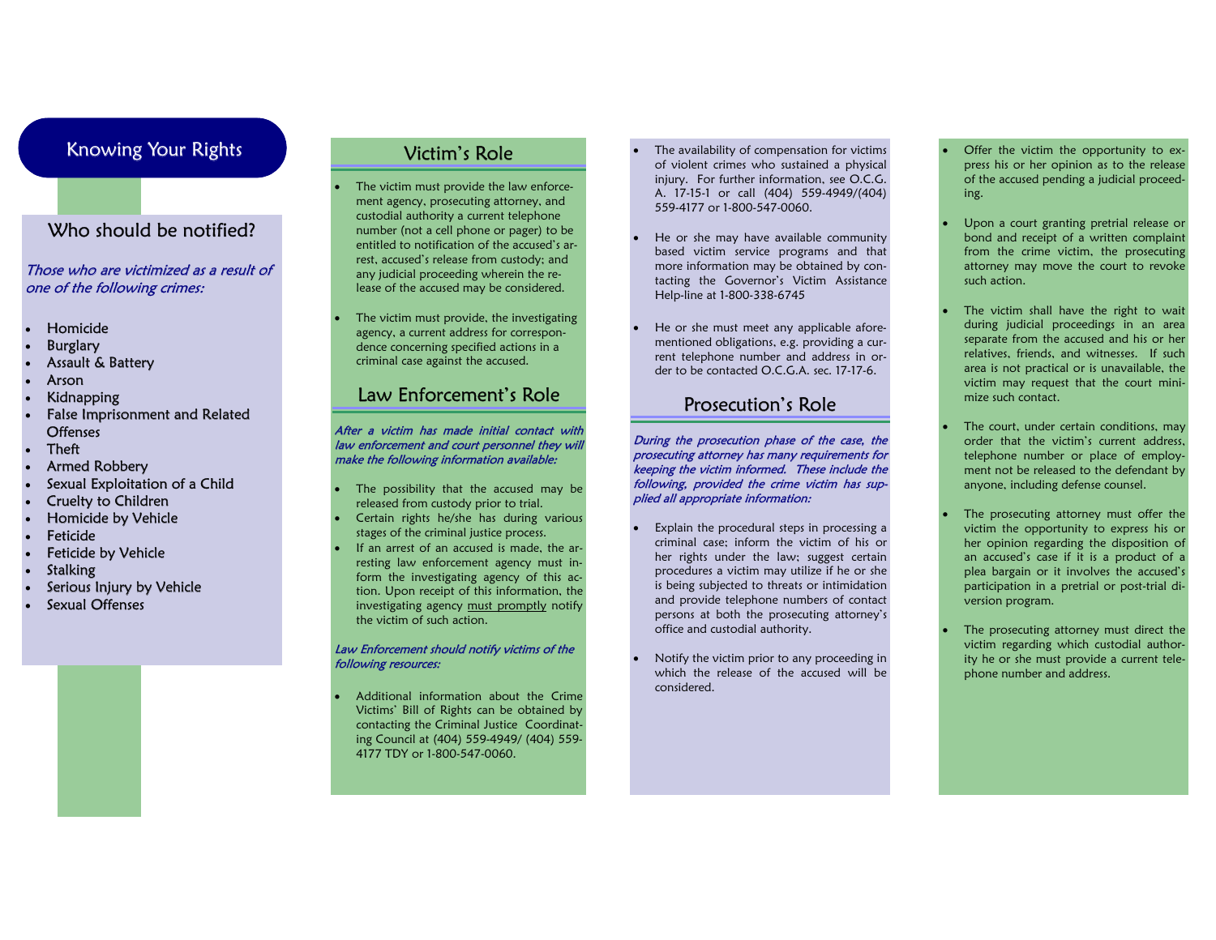## Knowing Your Rights

### Who should be notified?

*Those who are victimized as a result of one of the following crimes:*

- Homicide
- Burglary
- Assault & Battery
- Arson
- Kidnapping
- False Imprisonment and Related Offenses
- Theft
- Armed Robbery
- Sexual Exploitation of a Child
- Cruelty to Children
- Homicide by Vehicle
- Feticide
- Feticide by Vehicle
- Stalking
- Serious Injury by Vehicle
- Sexual Offenses

## Victim's Role

- The victim must provide the law enforcement agency, prosecuting attorney, and custodial authority a current telephone number (not a cell phone or pager) to be entitled to notification of the accused's arrest, accused's release from custody; and any judicial proceeding wherein the release of the accused may be considered.
- The victim must provide, the investigating agency, a current address for correspondence concerning specified actions in a criminal case against the accused.

## Law Enforcement's Role

*After a victim has made initial contact with law enforcement and court personnel they will make the following information available:*

- The possibility that the accused may be released from custody prior to trial.
- Certain rights he/she has during various stages of the criminal justice process.
- If an arrest of an accused is made, the arresting law enforcement agency must inform the investigating agency of this action. Upon receipt of this information, the investigating agency must promptly notify the victim of such action.

*Law Enforcement should notify victims of the following resources:*

- Additional information about the Crime Victims' Bill of Rights can be obtained by contacting the Criminal Justice Coordinating Council at (404) 559-4949/ (404) 559-4177 TDY or 1-800-547-0060.
- The availability of compensation for victims of violent crimes who sustained a physical injury. For further information, see O.C.G.A. 17-15-1 or call (404) 559-4949/(404) 559-4177 or 1-800-547-0060.
- He or she may have available community based victim service programs and that more information may be obtained by contacting the Governor's Victim Assistance Help-line at 1-800-338-6745
- He or she must meet any applicable aforementioned obligations, e.g. providing a current telephone number and address in order to be contacted O.C.G.A. sec. 17-17-6.

## Prosecution's Role

*During the prosecution phase of the case, the prosecuting attorney has many requirements for keeping the victim informed. These include the following, provided the crime victim has supplied all appropriate information:*

- Explain the procedural steps in processing a criminal case; inform the victim of his or her rights under the law; suggest certain procedures a victim may utilize if he or she is being subjected to threats or intimidation and provide telephone numbers of contact persons at both the prosecuting attorney's office and custodial authority.
- Notify the victim prior to any proceeding in which the release of the accused will be considered.
- Offer the victim the opportunity to express his or her opinion as to the release of the accused pending a judicial proceeding.
- Upon a court granting pretrial release or bond and receipt of a written complaint from the crime victim, the prosecuting attorney may move the court to revoke such action.
- The victim shall have the right to wait during judicial proceedings in an area separate from the accused and his or her relatives, friends, and witnesses. If such area is not practical or is unavailable, the victim may request that the court minimize such contact.
- The court, under certain conditions, may order that the victim's current address, telephone number or place of employment not be released to the defendant by anyone, including defense counsel.
- The prosecuting attorney must offer the victim the opportunity to express his or her opinion regarding the disposition of an accused's case if it is a product of a plea bargain or it involves the accused's participation in a pretrial or post-trial diversion program.
- The prosecuting attorney must direct the victim regarding which custodial authority he or she must provide a current telephone number and address.